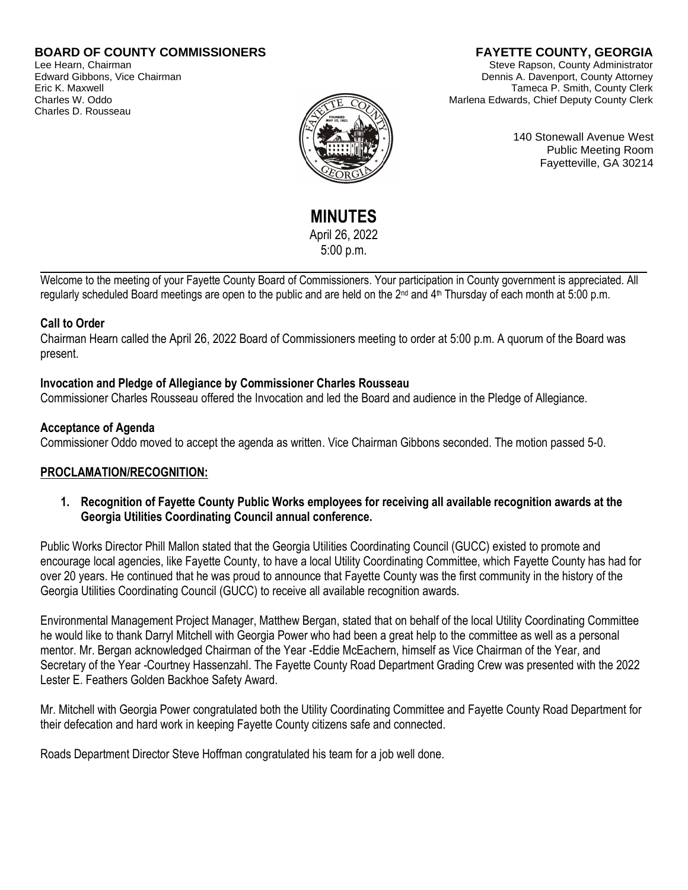**BOARD OF COUNTY COMMISSIONERS**
Lee Hearn, Chairman
Edward Gibbons, Vice Chairman
Eric K. Maxwell
Charles W. Oddo
Charles D. Rousseau

**FAYETTE COUNTY, GEORGIA**
Steve Rapson, County Administrator
Dennis A. Davenport, County Attorney
Tameca P. Smith, County Clerk
Marlena Edwards, Chief Deputy County Clerk

140 Stonewall Avenue West
Public Meeting Room
Fayetteville, GA 30214

# MINUTES

April 26, 2022
5:00 p.m.

---

Welcome to the meeting of your Fayette County Board of Commissioners. Your participation in County government is appreciated. All regularly scheduled Board meetings are open to the public and are held on the 2nd and 4th Thursday of each month at 5:00 p.m.

**Call to Order**

Chairman Hearn called the April 26, 2022 Board of Commissioners meeting to order at 5:00 p.m. A quorum of the Board was present.

**Invocation and Pledge of Allegiance by Commissioner Charles Rousseau**

Commissioner Charles Rousseau offered the Invocation and led the Board and audience in the Pledge of Allegiance.

**Acceptance of Agenda**

Commissioner Oddo moved to accept the agenda as written. Vice Chairman Gibbons seconded. The motion passed 5-0.

**PROCLAMATION/RECOGNITION:**

1. **Recognition of Fayette County Public Works employees for receiving all available recognition awards at the Georgia Utilities Coordinating Council annual conference.**

Public Works Director Phill Mallon stated that the Georgia Utilities Coordinating Council (GUCC) existed to promote and encourage local agencies, like Fayette County, to have a local Utility Coordinating Committee, which Fayette County has had for over 20 years. He continued that he was proud to announce that Fayette County was the first community in the history of the Georgia Utilities Coordinating Council (GUCC) to receive all available recognition awards.

Environmental Management Project Manager, Matthew Bergan, stated that on behalf of the local Utility Coordinating Committee he would like to thank Darryl Mitchell with Georgia Power who had been a great help to the committee as well as a personal mentor. Mr. Bergan acknowledged Chairman of the Year -Eddie McEachern, himself as Vice Chairman of the Year, and Secretary of the Year -Courtney Hassenzahl. The Fayette County Road Department Grading Crew was presented with the 2022 Lester E. Feathers Golden Backhoe Safety Award.

Mr. Mitchell with Georgia Power congratulated both the Utility Coordinating Committee and Fayette County Road Department for their defecation and hard work in keeping Fayette County citizens safe and connected.

Roads Department Director Steve Hoffman congratulated his team for a job well done.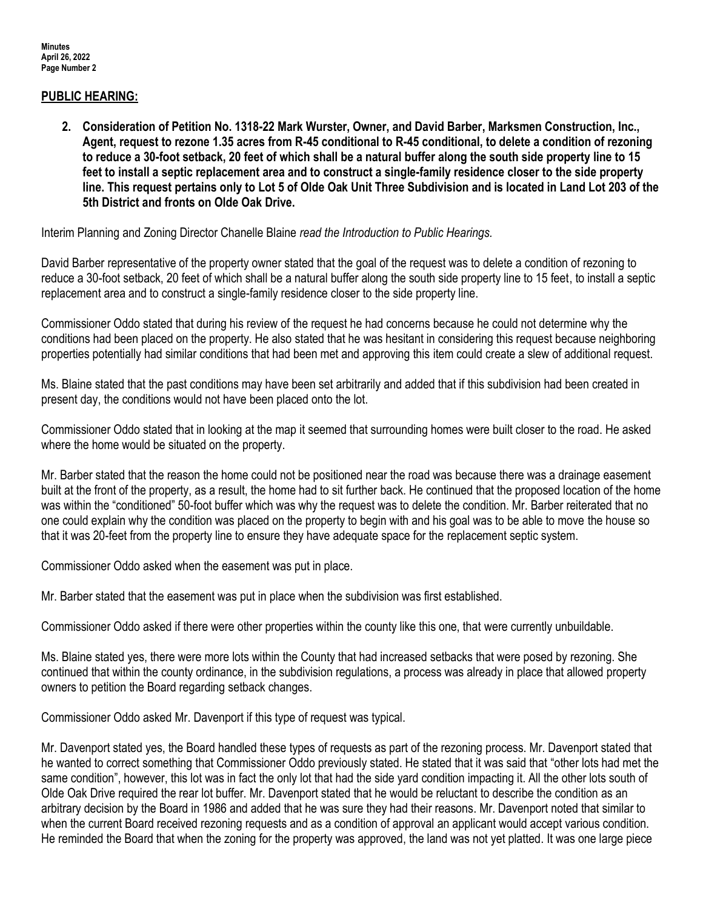## PUBLIC HEARING:

2. **Consideration of Petition No. 1318-22 Mark Wurster, Owner, and David Barber, Marksmen Construction, Inc., Agent, request to rezone 1.35 acres from R-45 conditional to R-45 conditional, to delete a condition of rezoning to reduce a 30-foot setback, 20 feet of which shall be a natural buffer along the south side property line to 15 feet to install a septic replacement area and to construct a single-family residence closer to the side property line. This request pertains only to Lot 5 of Olde Oak Unit Three Subdivision and is located in Land Lot 203 of the 5th District and fronts on Olde Oak Drive.**

Interim Planning and Zoning Director Chanelle Blaine *read the Introduction to Public Hearings.*

David Barber representative of the property owner stated that the goal of the request was to delete a condition of rezoning to reduce a 30-foot setback, 20 feet of which shall be a natural buffer along the south side property line to 15 feet, to install a septic replacement area and to construct a single-family residence closer to the side property line.

Commissioner Oddo stated that during his review of the request he had concerns because he could not determine why the conditions had been placed on the property. He also stated that he was hesitant in considering this request because neighboring properties potentially had similar conditions that had been met and approving this item could create a slew of additional request.

Ms. Blaine stated that the past conditions may have been set arbitrarily and added that if this subdivision had been created in present day, the conditions would not have been placed onto the lot.

Commissioner Oddo stated that in looking at the map it seemed that surrounding homes were built closer to the road. He asked where the home would be situated on the property.

Mr. Barber stated that the reason the home could not be positioned near the road was because there was a drainage easement built at the front of the property, as a result, the home had to sit further back. He continued that the proposed location of the home was within the "conditioned" 50-foot buffer which was why the request was to delete the condition. Mr. Barber reiterated that no one could explain why the condition was placed on the property to begin with and his goal was to be able to move the house so that it was 20-feet from the property line to ensure they have adequate space for the replacement septic system.

Commissioner Oddo asked when the easement was put in place.

Mr. Barber stated that the easement was put in place when the subdivision was first established.

Commissioner Oddo asked if there were other properties within the county like this one, that were currently unbuildable.

Ms. Blaine stated yes, there were more lots within the County that had increased setbacks that were posed by rezoning. She continued that within the county ordinance, in the subdivision regulations, a process was already in place that allowed property owners to petition the Board regarding setback changes.

Commissioner Oddo asked Mr. Davenport if this type of request was typical.

Mr. Davenport stated yes, the Board handled these types of requests as part of the rezoning process. Mr. Davenport stated that he wanted to correct something that Commissioner Oddo previously stated. He stated that it was said that "other lots had met the same condition", however, this lot was in fact the only lot that had the side yard condition impacting it. All the other lots south of Olde Oak Drive required the rear lot buffer. Mr. Davenport stated that he would be reluctant to describe the condition as an arbitrary decision by the Board in 1986 and added that he was sure they had their reasons. Mr. Davenport noted that similar to when the current Board received rezoning requests and as a condition of approval an applicant would accept various condition. He reminded the Board that when the zoning for the property was approved, the land was not yet platted. It was one large piece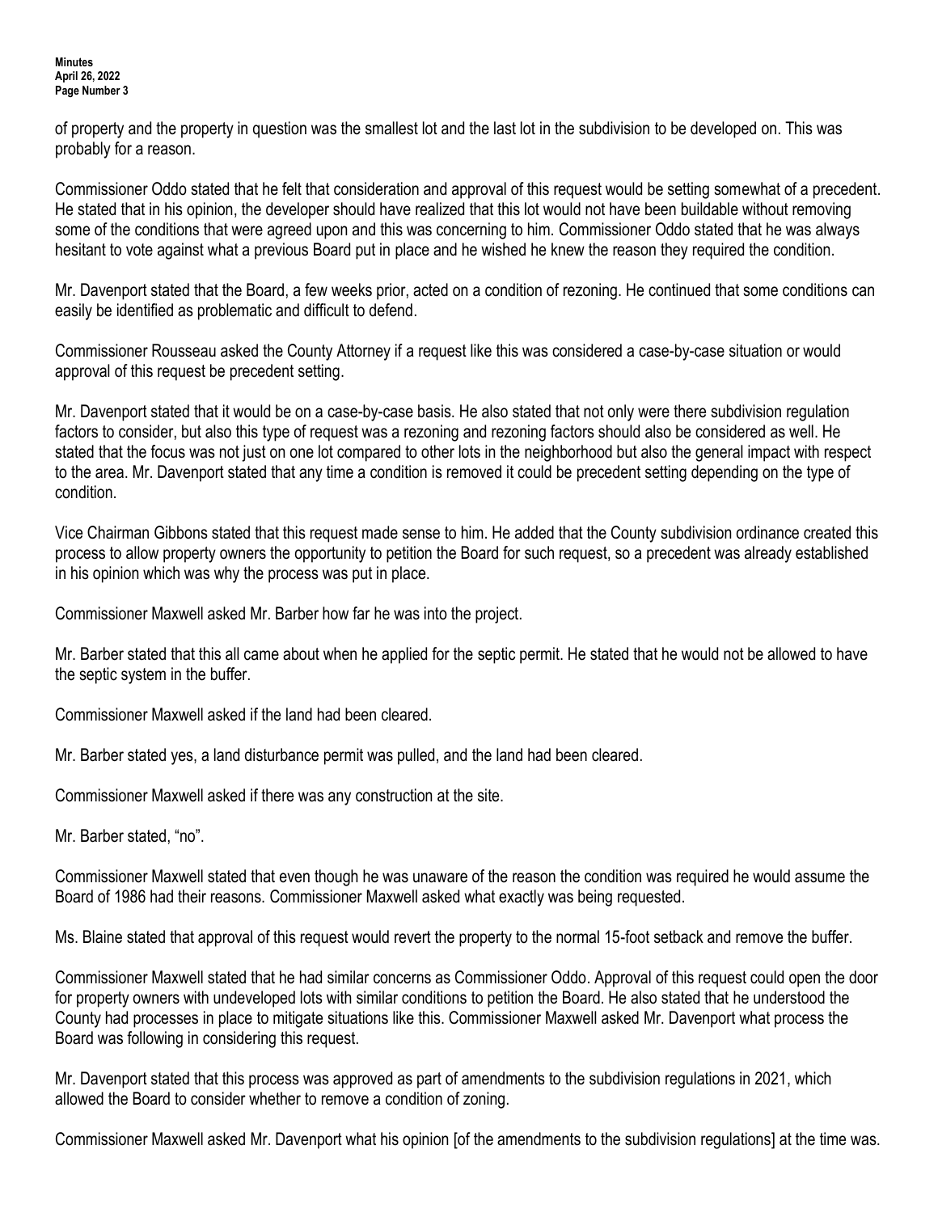of property and the property in question was the smallest lot and the last lot in the subdivision to be developed on. This was probably for a reason.

Commissioner Oddo stated that he felt that consideration and approval of this request would be setting somewhat of a precedent. He stated that in his opinion, the developer should have realized that this lot would not have been buildable without removing some of the conditions that were agreed upon and this was concerning to him. Commissioner Oddo stated that he was always hesitant to vote against what a previous Board put in place and he wished he knew the reason they required the condition.

Mr. Davenport stated that the Board, a few weeks prior, acted on a condition of rezoning. He continued that some conditions can easily be identified as problematic and difficult to defend.

Commissioner Rousseau asked the County Attorney if a request like this was considered a case-by-case situation or would approval of this request be precedent setting.

Mr. Davenport stated that it would be on a case-by-case basis. He also stated that not only were there subdivision regulation factors to consider, but also this type of request was a rezoning and rezoning factors should also be considered as well. He stated that the focus was not just on one lot compared to other lots in the neighborhood but also the general impact with respect to the area. Mr. Davenport stated that any time a condition is removed it could be precedent setting depending on the type of condition.

Vice Chairman Gibbons stated that this request made sense to him. He added that the County subdivision ordinance created this process to allow property owners the opportunity to petition the Board for such request, so a precedent was already established in his opinion which was why the process was put in place.

Commissioner Maxwell asked Mr. Barber how far he was into the project.

Mr. Barber stated that this all came about when he applied for the septic permit. He stated that he would not be allowed to have the septic system in the buffer.

Commissioner Maxwell asked if the land had been cleared.

Mr. Barber stated yes, a land disturbance permit was pulled, and the land had been cleared.

Commissioner Maxwell asked if there was any construction at the site.

Mr. Barber stated, "no".

Commissioner Maxwell stated that even though he was unaware of the reason the condition was required he would assume the Board of 1986 had their reasons. Commissioner Maxwell asked what exactly was being requested.

Ms. Blaine stated that approval of this request would revert the property to the normal 15-foot setback and remove the buffer.

Commissioner Maxwell stated that he had similar concerns as Commissioner Oddo. Approval of this request could open the door for property owners with undeveloped lots with similar conditions to petition the Board. He also stated that he understood the County had processes in place to mitigate situations like this. Commissioner Maxwell asked Mr. Davenport what process the Board was following in considering this request.

Mr. Davenport stated that this process was approved as part of amendments to the subdivision regulations in 2021, which allowed the Board to consider whether to remove a condition of zoning.

Commissioner Maxwell asked Mr. Davenport what his opinion [of the amendments to the subdivision regulations] at the time was.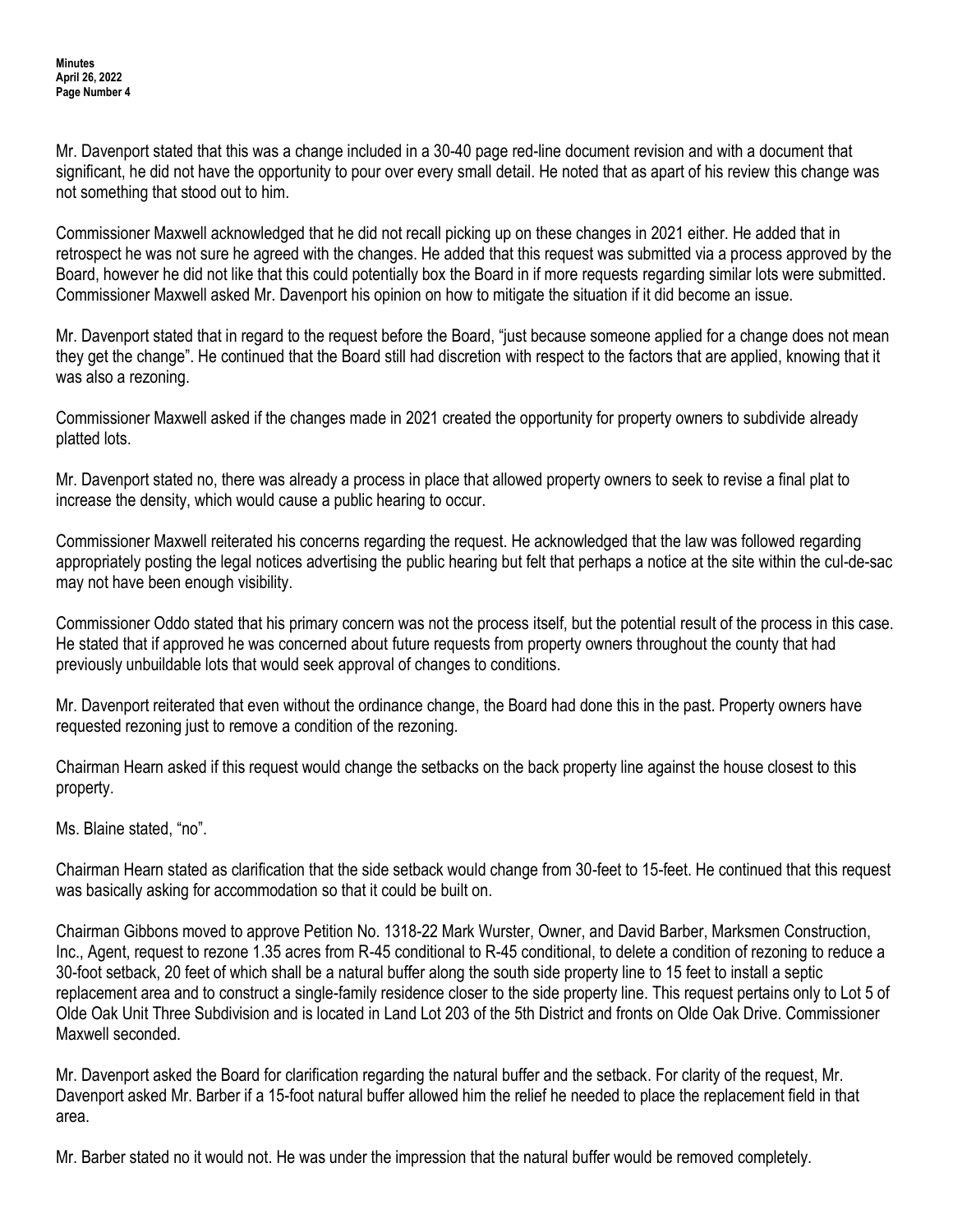Mr. Davenport stated that this was a change included in a 30-40 page red-line document revision and with a document that significant, he did not have the opportunity to pour over every small detail. He noted that as apart of his review this change was not something that stood out to him.

Commissioner Maxwell acknowledged that he did not recall picking up on these changes in 2021 either. He added that in retrospect he was not sure he agreed with the changes. He added that this request was submitted via a process approved by the Board, however he did not like that this could potentially box the Board in if more requests regarding similar lots were submitted. Commissioner Maxwell asked Mr. Davenport his opinion on how to mitigate the situation if it did become an issue.

Mr. Davenport stated that in regard to the request before the Board, "just because someone applied for a change does not mean they get the change". He continued that the Board still had discretion with respect to the factors that are applied, knowing that it was also a rezoning.

Commissioner Maxwell asked if the changes made in 2021 created the opportunity for property owners to subdivide already platted lots.

Mr. Davenport stated no, there was already a process in place that allowed property owners to seek to revise a final plat to increase the density, which would cause a public hearing to occur.

Commissioner Maxwell reiterated his concerns regarding the request. He acknowledged that the law was followed regarding appropriately posting the legal notices advertising the public hearing but felt that perhaps a notice at the site within the cul-de-sac may not have been enough visibility.

Commissioner Oddo stated that his primary concern was not the process itself, but the potential result of the process in this case. He stated that if approved he was concerned about future requests from property owners throughout the county that had previously unbuildable lots that would seek approval of changes to conditions.

Mr. Davenport reiterated that even without the ordinance change, the Board had done this in the past. Property owners have requested rezoning just to remove a condition of the rezoning.

Chairman Hearn asked if this request would change the setbacks on the back property line against the house closest to this property.

Ms. Blaine stated, "no".

Chairman Hearn stated as clarification that the side setback would change from 30-feet to 15-feet. He continued that this request was basically asking for accommodation so that it could be built on.

Chairman Gibbons moved to approve Petition No. 1318-22 Mark Wurster, Owner, and David Barber, Marksmen Construction, Inc., Agent, request to rezone 1.35 acres from R-45 conditional to R-45 conditional, to delete a condition of rezoning to reduce a 30-foot setback, 20 feet of which shall be a natural buffer along the south side property line to 15 feet to install a septic replacement area and to construct a single-family residence closer to the side property line. This request pertains only to Lot 5 of Olde Oak Unit Three Subdivision and is located in Land Lot 203 of the 5th District and fronts on Olde Oak Drive. Commissioner Maxwell seconded.

Mr. Davenport asked the Board for clarification regarding the natural buffer and the setback. For clarity of the request, Mr. Davenport asked Mr. Barber if a 15-foot natural buffer allowed him the relief he needed to place the replacement field in that area.

Mr. Barber stated no it would not. He was under the impression that the natural buffer would be removed completely.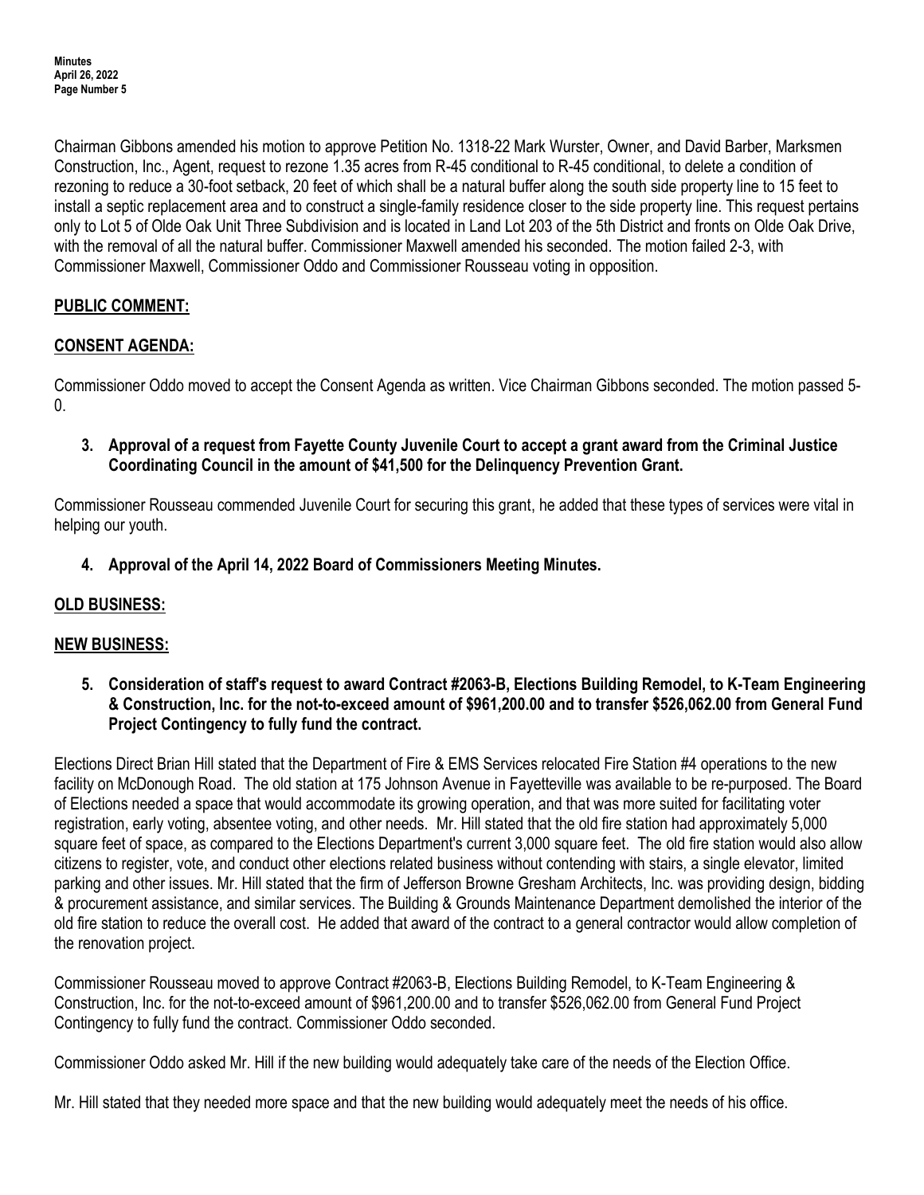Chairman Gibbons amended his motion to approve Petition No. 1318-22 Mark Wurster, Owner, and David Barber, Marksmen Construction, Inc., Agent, request to rezone 1.35 acres from R-45 conditional to R-45 conditional, to delete a condition of rezoning to reduce a 30-foot setback, 20 feet of which shall be a natural buffer along the south side property line to 15 feet to install a septic replacement area and to construct a single-family residence closer to the side property line. This request pertains only to Lot 5 of Olde Oak Unit Three Subdivision and is located in Land Lot 203 of the 5th District and fronts on Olde Oak Drive, with the removal of all the natural buffer. Commissioner Maxwell amended his seconded. The motion failed 2-3, with Commissioner Maxwell, Commissioner Oddo and Commissioner Rousseau voting in opposition.

## PUBLIC COMMENT:

## CONSENT AGENDA:

Commissioner Oddo moved to accept the Consent Agenda as written. Vice Chairman Gibbons seconded. The motion passed 5-0.

**3. Approval of a request from Fayette County Juvenile Court to accept a grant award from the Criminal Justice Coordinating Council in the amount of $41,500 for the Delinquency Prevention Grant.**

Commissioner Rousseau commended Juvenile Court for securing this grant, he added that these types of services were vital in helping our youth.

**4. Approval of the April 14, 2022 Board of Commissioners Meeting Minutes.**

## OLD BUSINESS:

## NEW BUSINESS:

**5. Consideration of staff's request to award Contract #2063-B, Elections Building Remodel, to K-Team Engineering & Construction, Inc. for the not-to-exceed amount of $961,200.00 and to transfer $526,062.00 from General Fund Project Contingency to fully fund the contract.**

Elections Direct Brian Hill stated that the Department of Fire & EMS Services relocated Fire Station #4 operations to the new facility on McDonough Road. The old station at 175 Johnson Avenue in Fayetteville was available to be re-purposed. The Board of Elections needed a space that would accommodate its growing operation, and that was more suited for facilitating voter registration, early voting, absentee voting, and other needs. Mr. Hill stated that the old fire station had approximately 5,000 square feet of space, as compared to the Elections Department's current 3,000 square feet. The old fire station would also allow citizens to register, vote, and conduct other elections related business without contending with stairs, a single elevator, limited parking and other issues. Mr. Hill stated that the firm of Jefferson Browne Gresham Architects, Inc. was providing design, bidding & procurement assistance, and similar services. The Building & Grounds Maintenance Department demolished the interior of the old fire station to reduce the overall cost. He added that award of the contract to a general contractor would allow completion of the renovation project.

Commissioner Rousseau moved to approve Contract #2063-B, Elections Building Remodel, to K-Team Engineering & Construction, Inc. for the not-to-exceed amount of $961,200.00 and to transfer $526,062.00 from General Fund Project Contingency to fully fund the contract. Commissioner Oddo seconded.

Commissioner Oddo asked Mr. Hill if the new building would adequately take care of the needs of the Election Office.

Mr. Hill stated that they needed more space and that the new building would adequately meet the needs of his office.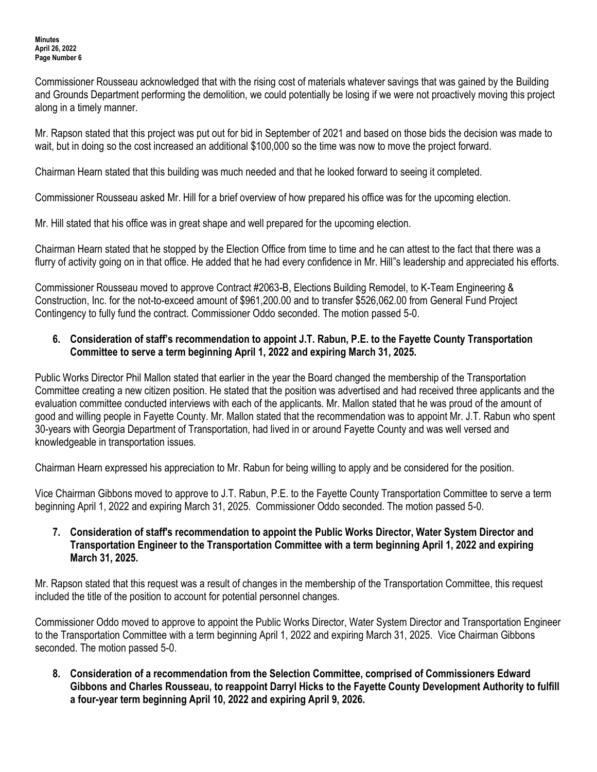Commissioner Rousseau acknowledged that with the rising cost of materials whatever savings that was gained by the Building and Grounds Department performing the demolition, we could potentially be losing if we were not proactively moving this project along in a timely manner.

Mr. Rapson stated that this project was put out for bid in September of 2021 and based on those bids the decision was made to wait, but in doing so the cost increased an additional $100,000 so the time was now to move the project forward.

Chairman Hearn stated that this building was much needed and that he looked forward to seeing it completed.

Commissioner Rousseau asked Mr. Hill for a brief overview of how prepared his office was for the upcoming election.

Mr. Hill stated that his office was in great shape and well prepared for the upcoming election.

Chairman Hearn stated that he stopped by the Election Office from time to time and he can attest to the fact that there was a flurry of activity going on in that office. He added that he had every confidence in Mr. Hill"s leadership and appreciated his efforts.

Commissioner Rousseau moved to approve Contract #2063-B, Elections Building Remodel, to K-Team Engineering & Construction, Inc. for the not-to-exceed amount of $961,200.00 and to transfer $526,062.00 from General Fund Project Contingency to fully fund the contract. Commissioner Oddo seconded. The motion passed 5-0.

**6. Consideration of staff's recommendation to appoint J.T. Rabun, P.E. to the Fayette County Transportation Committee to serve a term beginning April 1, 2022 and expiring March 31, 2025.**

Public Works Director Phil Mallon stated that earlier in the year the Board changed the membership of the Transportation Committee creating a new citizen position. He stated that the position was advertised and had received three applicants and the evaluation committee conducted interviews with each of the applicants. Mr. Mallon stated that he was proud of the amount of good and willing people in Fayette County. Mr. Mallon stated that the recommendation was to appoint Mr. J.T. Rabun who spent 30-years with Georgia Department of Transportation, had lived in or around Fayette County and was well versed and knowledgeable in transportation issues.

Chairman Hearn expressed his appreciation to Mr. Rabun for being willing to apply and be considered for the position.

Vice Chairman Gibbons moved to approve to J.T. Rabun, P.E. to the Fayette County Transportation Committee to serve a term beginning April 1, 2022 and expiring March 31, 2025. Commissioner Oddo seconded. The motion passed 5-0.

**7. Consideration of staff's recommendation to appoint the Public Works Director, Water System Director and Transportation Engineer to the Transportation Committee with a term beginning April 1, 2022 and expiring March 31, 2025.**

Mr. Rapson stated that this request was a result of changes in the membership of the Transportation Committee, this request included the title of the position to account for potential personnel changes.

Commissioner Oddo moved to approve to appoint the Public Works Director, Water System Director and Transportation Engineer to the Transportation Committee with a term beginning April 1, 2022 and expiring March 31, 2025. Vice Chairman Gibbons seconded. The motion passed 5-0.

**8. Consideration of a recommendation from the Selection Committee, comprised of Commissioners Edward Gibbons and Charles Rousseau, to reappoint Darryl Hicks to the Fayette County Development Authority to fulfill a four-year term beginning April 10, 2022 and expiring April 9, 2026.**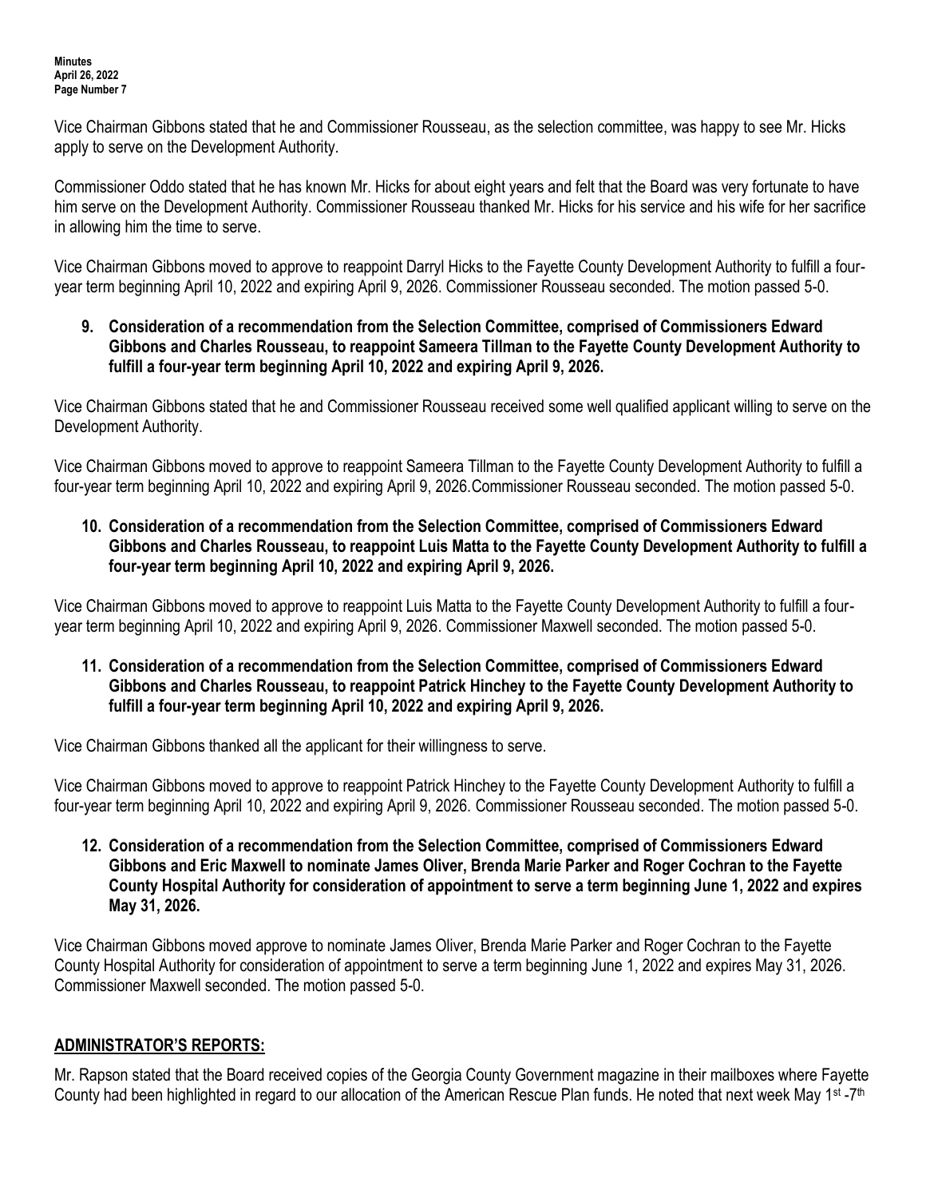Vice Chairman Gibbons stated that he and Commissioner Rousseau, as the selection committee, was happy to see Mr. Hicks apply to serve on the Development Authority.

Commissioner Oddo stated that he has known Mr. Hicks for about eight years and felt that the Board was very fortunate to have him serve on the Development Authority. Commissioner Rousseau thanked Mr. Hicks for his service and his wife for her sacrifice in allowing him the time to serve.

Vice Chairman Gibbons moved to approve to reappoint Darryl Hicks to the Fayette County Development Authority to fulfill a four-year term beginning April 10, 2022 and expiring April 9, 2026. Commissioner Rousseau seconded. The motion passed 5-0.

**9. Consideration of a recommendation from the Selection Committee, comprised of Commissioners Edward Gibbons and Charles Rousseau, to reappoint Sameera Tillman to the Fayette County Development Authority to fulfill a four-year term beginning April 10, 2022 and expiring April 9, 2026.**

Vice Chairman Gibbons stated that he and Commissioner Rousseau received some well qualified applicant willing to serve on the Development Authority.

Vice Chairman Gibbons moved to approve to reappoint Sameera Tillman to the Fayette County Development Authority to fulfill a four-year term beginning April 10, 2022 and expiring April 9, 2026.Commissioner Rousseau seconded. The motion passed 5-0.

**10. Consideration of a recommendation from the Selection Committee, comprised of Commissioners Edward Gibbons and Charles Rousseau, to reappoint Luis Matta to the Fayette County Development Authority to fulfill a four-year term beginning April 10, 2022 and expiring April 9, 2026.**

Vice Chairman Gibbons moved to approve to reappoint Luis Matta to the Fayette County Development Authority to fulfill a four-year term beginning April 10, 2022 and expiring April 9, 2026. Commissioner Maxwell seconded. The motion passed 5-0.

**11. Consideration of a recommendation from the Selection Committee, comprised of Commissioners Edward Gibbons and Charles Rousseau, to reappoint Patrick Hinchey to the Fayette County Development Authority to fulfill a four-year term beginning April 10, 2022 and expiring April 9, 2026.**

Vice Chairman Gibbons thanked all the applicant for their willingness to serve.

Vice Chairman Gibbons moved to approve to reappoint Patrick Hinchey to the Fayette County Development Authority to fulfill a four-year term beginning April 10, 2022 and expiring April 9, 2026. Commissioner Rousseau seconded. The motion passed 5-0.

**12. Consideration of a recommendation from the Selection Committee, comprised of Commissioners Edward Gibbons and Eric Maxwell to nominate James Oliver, Brenda Marie Parker and Roger Cochran to the Fayette County Hospital Authority for consideration of appointment to serve a term beginning June 1, 2022 and expires May 31, 2026.**

Vice Chairman Gibbons moved approve to nominate James Oliver, Brenda Marie Parker and Roger Cochran to the Fayette County Hospital Authority for consideration of appointment to serve a term beginning June 1, 2022 and expires May 31, 2026. Commissioner Maxwell seconded. The motion passed 5-0.

## ADMINISTRATOR'S REPORTS:

Mr. Rapson stated that the Board received copies of the Georgia County Government magazine in their mailboxes where Fayette County had been highlighted in regard to our allocation of the American Rescue Plan funds. He noted that next week May 1st -7th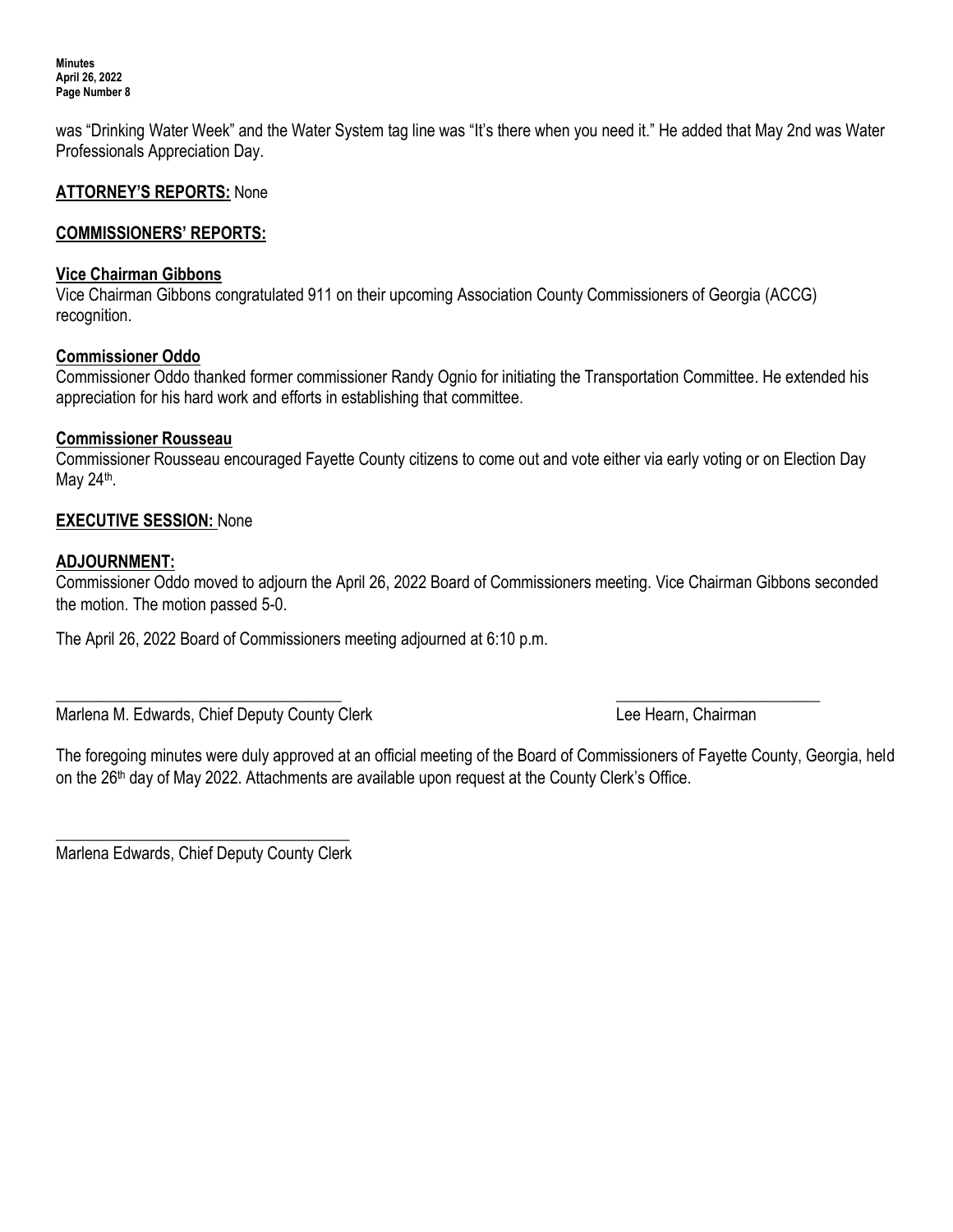was "Drinking Water Week" and the Water System tag line was "It's there when you need it." He added that May 2nd was Water Professionals Appreciation Day.

**ATTORNEY'S REPORTS:** None

**COMMISSIONERS' REPORTS:**

**Vice Chairman Gibbons**
Vice Chairman Gibbons congratulated 911 on their upcoming Association County Commissioners of Georgia (ACCG) recognition.

**Commissioner Oddo**
Commissioner Oddo thanked former commissioner Randy Ognio for initiating the Transportation Committee. He extended his appreciation for his hard work and efforts in establishing that committee.

**Commissioner Rousseau**
Commissioner Rousseau encouraged Fayette County citizens to come out and vote either via early voting or on Election Day May 24th.

**EXECUTIVE SESSION:** None

**ADJOURNMENT:**
Commissioner Oddo moved to adjourn the April 26, 2022 Board of Commissioners meeting. Vice Chairman Gibbons seconded the motion. The motion passed 5-0.

The April 26, 2022 Board of Commissioners meeting adjourned at 6:10 p.m.

___________________________________ ___________________________
Marlena M. Edwards, Chief Deputy County Clerk Lee Hearn, Chairman

The foregoing minutes were duly approved at an official meeting of the Board of Commissioners of Fayette County, Georgia, held on the 26th day of May 2022. Attachments are available upon request at the County Clerk's Office.

___________________________________
Marlena Edwards, Chief Deputy County Clerk